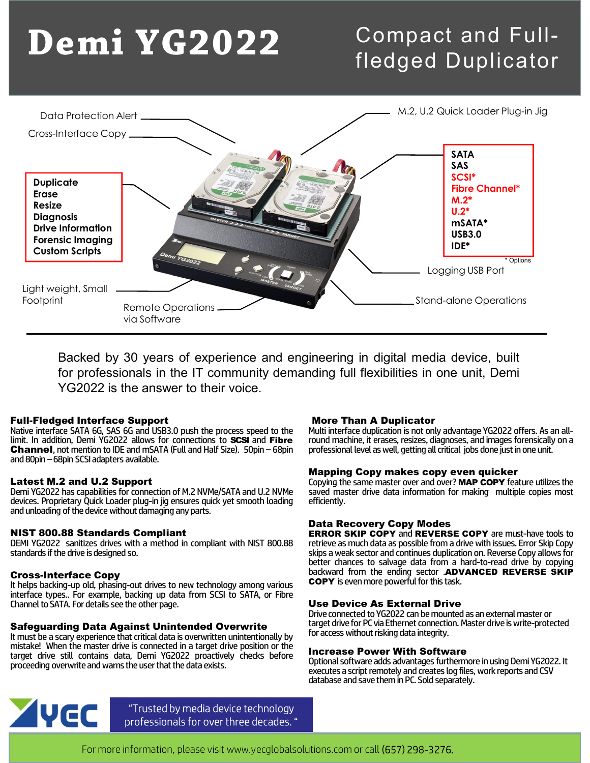# Demi YG2022

## Compact and Full-fledged Duplicator

Data Protection Alert

Cross-Interface Copy

M.2, U.2 Quick Loader Plug-in Jig

- Duplicate
- Erase
- Resize
- Diagnosis
- Drive Information
- Forensic Imaging
- Custom Scripts

- SATA
- SAS
- SCSI*
- Fibre Channel*
- M.2*
- U.2*
- mSATA*
- USB3.0
- IDE*

\* Options

Logging USB Port

Light weight, Small Footprint

Remote Operations via Software

Stand-alone Operations

---

Backed by 30 years of experience and engineering in digital media device, built for professionals in the IT community demanding full flexibilities in one unit, Demi YG2022 is the answer to their voice.

### Full-Fledged Interface Support

Native interface SATA 6G, SAS 6G and USB3.0 push the process speed to the limit. In addition, Demi YG2022 allows for connections to **SCSI** and **Fibre Channel**, not mention to IDE and mSATA (Full and Half Size). 50pin – 68pin and 80pin – 68pin SCSI adapters available.

### Latest M.2 and U.2 Support

Demi YG2022 has capabilities for connection of M.2 NVMe/SATA and U.2 NVMe devices. Proprietary Quick Loader plug-in jig ensures quick yet smooth loading and unloading of the device without damaging any parts.

### NIST 800.88 Standards Compliant

DEMI YG2022 sanitizes drives with a method in compliant with NIST 800.88 standards if the drive is designed so.

### Cross-Interface Copy

It helps backing-up old, phasing-out drives to new technology among various interface types.. For example, backing up data from SCSI to SATA, or Fibre Channel to SATA. For details see the other page.

### Safeguarding Data Against Unintended Overwrite

It must be a scary experience that critical data is overwritten unintentionally by mistake! When the master drive is connected in a target drive position or the target drive still contains data, Demi YG2022 proactively checks before proceeding overwrite and warns the user that the data exists.

### More Than A Duplicator

Multi interface duplication is not only advantage YG2022 offers. As an all-round machine, it erases, resizes, diagnoses, and images forensically on a professional level as well, getting all critical jobs done just in one unit.

### Mapping Copy makes copy even quicker

Copying the same master over and over? **MAP COPY** feature utilizes the saved master drive data information for making multiple copies most efficiently.

### Data Recovery Copy Modes

**ERROR SKIP COPY** and **REVERSE COPY** are must-have tools to retrieve as much data as possible from a drive with issues. Error Skip Copy skips a weak sector and continues duplication on. Reverse Copy allows for better chances to salvage data from a hard-to-read drive by copying backward from the ending sector .**ADVANCED REVERSE SKIP COPY** is even more powerful for this task.

### Use Device As External Drive

Drive connected to YG2022 can be mounted as an external master or target drive for PC via Ethernet connection. Master drive is write-protected for access without risking data integrity.

### Increase Power With Software

Optional software adds advantages furthermore in using Demi YG2022. It executes a script remotely and creates log files, work reports and CSV database and save them in PC. Sold separately.

YEC

"Trusted by media device technology professionals for over three decades. "

For more information, please visit www.yecglobalsolutions.com or call (657) 298-3276.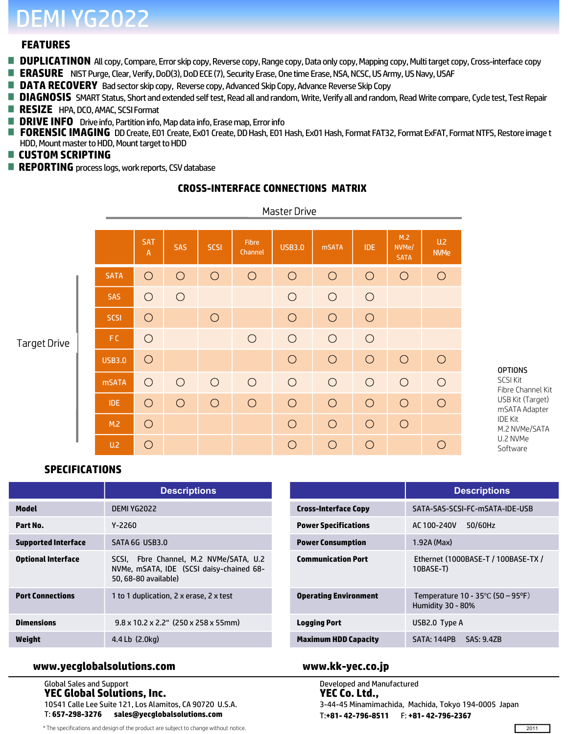# DEMI YG2022

## FEATURES

- **DUPLICATINON** All copy, Compare, Error skip copy, Reverse copy, Range copy, Data only copy, Mapping copy, Multi target copy, Cross-interface copy
- **ERASURE** NIST Purge, Clear, Verify, DoD(3), DoD ECE (7), Security Erase, One time Erase, NSA, NCSC, US Army, US Navy, USAF
- **DATA RECOVERY** Bad sector skip copy, Reverse copy, Advanced Skip Copy, Advance Reverse Skip Copy
- **DIAGNOSIS** SMART Status, Short and extended self test, Read all and random, Write, Verify all and random, Read Write compare, Cycle test, Test Repair
- **RESIZE** HPA, DCO, AMAC, SCSI Format
- **DRIVE INFO** Drive info, Partition info, Map data info, Erase map, Error info
- **FORENSIC IMAGING** DD Create, E01 Create, Ex01 Create, DD Hash, E01 Hash, Ex01 Hash, Format FAT32, Format ExFAT, Format NTFS, Restore image t HDD, Mount master to HDD, Mount target to HDD
- **CUSTOM SCRIPTING**
- **REPORTING** process logs, work reports, CSV database

## CROSS-INTERFACE CONNECTIONS MATRIX

Master Drive (columns) / Target Drive (rows)

| Target \ Master | SATA | SAS | SCSI | Fibre Channel | USB3.0 | mSATA | IDE | M.2 NVMe/ SATA | U.2 NVMe |
|---|---|---|---|---|---|---|---|---|---|
| SATA | ○ | ○ | ○ | ○ | ○ | ○ | ○ | ○ | ○ |
| SAS | ○ | ○ | | | ○ | ○ | ○ | | |
| SCSI | ○ | | ○ | | ○ | ○ | ○ | | |
| F C | ○ | | | ○ | ○ | ○ | ○ | | |
| USB3.0 | ○ | | | | ○ | ○ | ○ | ○ | ○ |
| mSATA | ○ | ○ | ○ | ○ | ○ | ○ | ○ | ○ | ○ |
| IDE | ○ | ○ | ○ | ○ | ○ | ○ | ○ | ○ | ○ |
| M.2 | ○ | | | | ○ | ○ | ○ | ○ | |
| U.2 | ○ | | | | ○ | ○ | ○ | | ○ |

**OPTIONS**
- SCSI Kit
- Fibre Channel Kit
- USB Kit (Target)
- mSATA Adapter
- IDE Kit
- M.2 NVMe/SATA
- U.2 NVMe
- Software

## SPECIFICATIONS

| | Descriptions |
|---|---|
| **Model** | DEMI YG2022 |
| **Part No.** | Y-2260 |
| **Supported Interface** | SATA 6G USB3.0 |
| **Optional Interface** | SCSI, Fbre Channel, M.2 NVMe/SATA, U.2 NVMe, mSATA, IDE (SCSI daisy-chained 68-50, 68-80 available) |
| **Port Connections** | 1 to 1 duplication, 2 x erase, 2 x test |
| **Dimensions** | 9.8 x 10.2 x 2.2“ (250 x 258 x 55mm) |
| **Weight** | 4.4 Lb (2.0kg) |

| | Descriptions |
|---|---|
| **Cross-Interface Copy** | SATA-SAS-SCSI-FC-mSATA-IDE-USB |
| **Power Specifications** | AC 100-240V 50/60Hz |
| **Power Consumption** | 1.92A (Max) |
| **Communication Port** | Ethernet (1000BASE-T / 100BASE-TX / 10BASE-T) |
| **Operating Environment** | Temperature 10 - 35℃ (50 – 95°F) Humidity 30 - 80% |
| **Logging Port** | USB2.0 Type A |
| **Maximum HDD Capacity** | SATA: 144PB SAS: 9.4ZB |

**www.yecglobalsolutions.com**

Global Sales and Support
**YEC Global Solutions, Inc.**
10541 Calle Lee Suite 121, Los Alamitos, CA 90720 U.S.A.
T: **657-298-3276** **sales@yecglobalsolutions.com**

**www.kk-yec.co.jp**

Developed and Manufactured
**YEC Co. Ltd.,**
3-44-45 Minamimachida, Machida, Tokyo 194-0005 Japan
T:**+81- 42-796-8511** F: **+81- 42-796-2367**

* The specifications and design of the product are subject to change without notice.